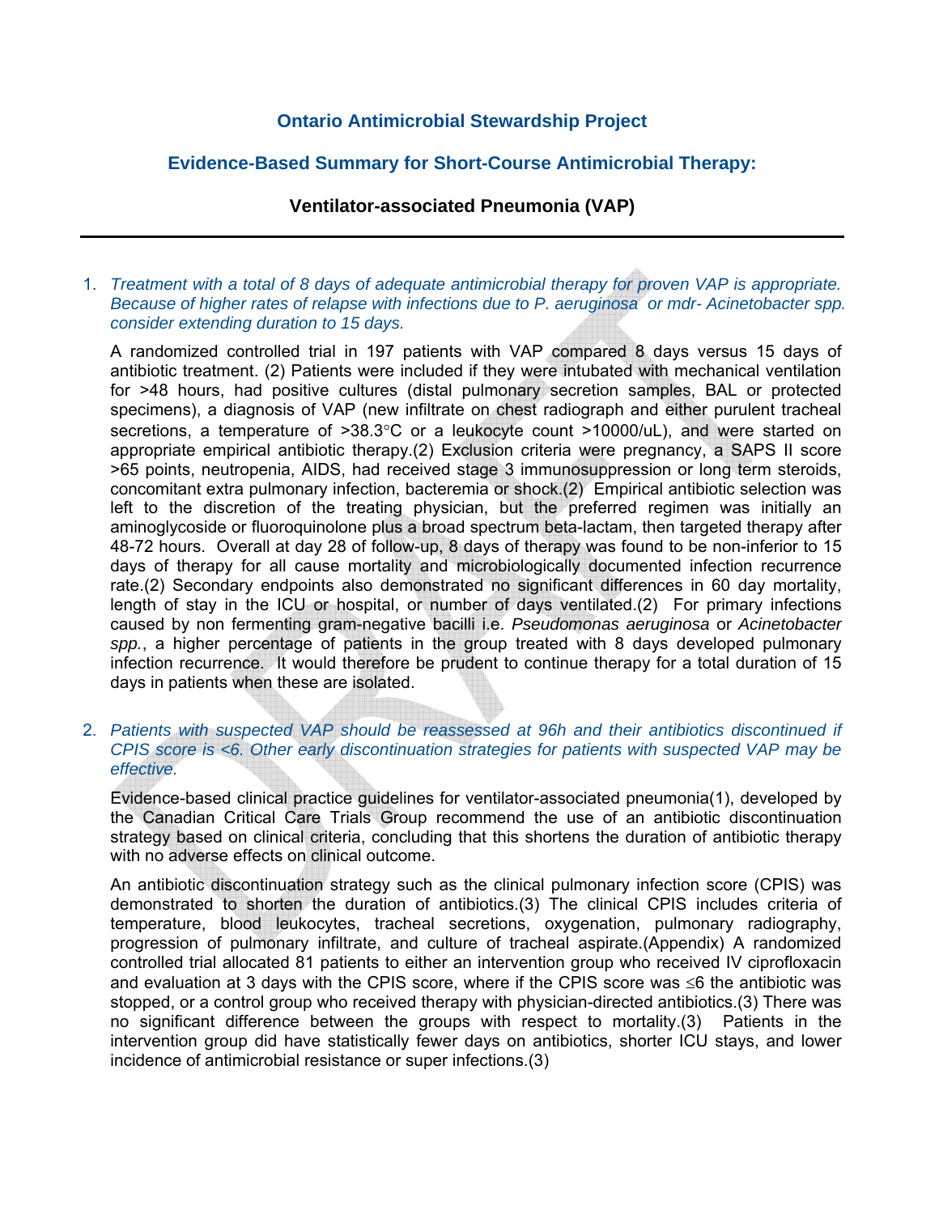# Ontario Antimicrobial Stewardship Project

## Evidence-Based Summary for Short-Course Antimicrobial Therapy:

### Ventilator-associated Pneumonia (VAP)

---

1. *Treatment with a total of 8 days of adequate antimicrobial therapy for proven VAP is appropriate. Because of higher rates of relapse with infections due to P. aeruginosa or mdr- Acinetobacter spp. consider extending duration to 15 days.*

   A randomized controlled trial in 197 patients with VAP compared 8 days versus 15 days of antibiotic treatment. (2) Patients were included if they were intubated with mechanical ventilation for >48 hours, had positive cultures (distal pulmonary secretion samples, BAL or protected specimens), a diagnosis of VAP (new infiltrate on chest radiograph and either purulent tracheal secretions, a temperature of >38.3°C or a leukocyte count >10000/uL), and were started on appropriate empirical antibiotic therapy.(2) Exclusion criteria were pregnancy, a SAPS II score >65 points, neutropenia, AIDS, had received stage 3 immunosuppression or long term steroids, concomitant extra pulmonary infection, bacteremia or shock.(2) Empirical antibiotic selection was left to the discretion of the treating physician, but the preferred regimen was initially an aminoglycoside or fluoroquinolone plus a broad spectrum beta-lactam, then targeted therapy after 48-72 hours. Overall at day 28 of follow-up, 8 days of therapy was found to be non-inferior to 15 days of therapy for all cause mortality and microbiologically documented infection recurrence rate.(2) Secondary endpoints also demonstrated no significant differences in 60 day mortality, length of stay in the ICU or hospital, or number of days ventilated.(2) For primary infections caused by non fermenting gram-negative bacilli i.e. *Pseudomonas aeruginosa* or *Acinetobacter spp.*, a higher percentage of patients in the group treated with 8 days developed pulmonary infection recurrence. It would therefore be prudent to continue therapy for a total duration of 15 days in patients when these are isolated.

2. *Patients with suspected VAP should be reassessed at 96h and their antibiotics discontinued if CPIS score is <6. Other early discontinuation strategies for patients with suspected VAP may be effective.*

   Evidence-based clinical practice guidelines for ventilator-associated pneumonia(1), developed by the Canadian Critical Care Trials Group recommend the use of an antibiotic discontinuation strategy based on clinical criteria, concluding that this shortens the duration of antibiotic therapy with no adverse effects on clinical outcome.

   An antibiotic discontinuation strategy such as the clinical pulmonary infection score (CPIS) was demonstrated to shorten the duration of antibiotics.(3) The clinical CPIS includes criteria of temperature, blood leukocytes, tracheal secretions, oxygenation, pulmonary radiography, progression of pulmonary infiltrate, and culture of tracheal aspirate.(Appendix) A randomized controlled trial allocated 81 patients to either an intervention group who received IV ciprofloxacin and evaluation at 3 days with the CPIS score, where if the CPIS score was ≤6 the antibiotic was stopped, or a control group who received therapy with physician-directed antibiotics.(3) There was no significant difference between the groups with respect to mortality.(3) Patients in the intervention group did have statistically fewer days on antibiotics, shorter ICU stays, and lower incidence of antimicrobial resistance or super infections.(3)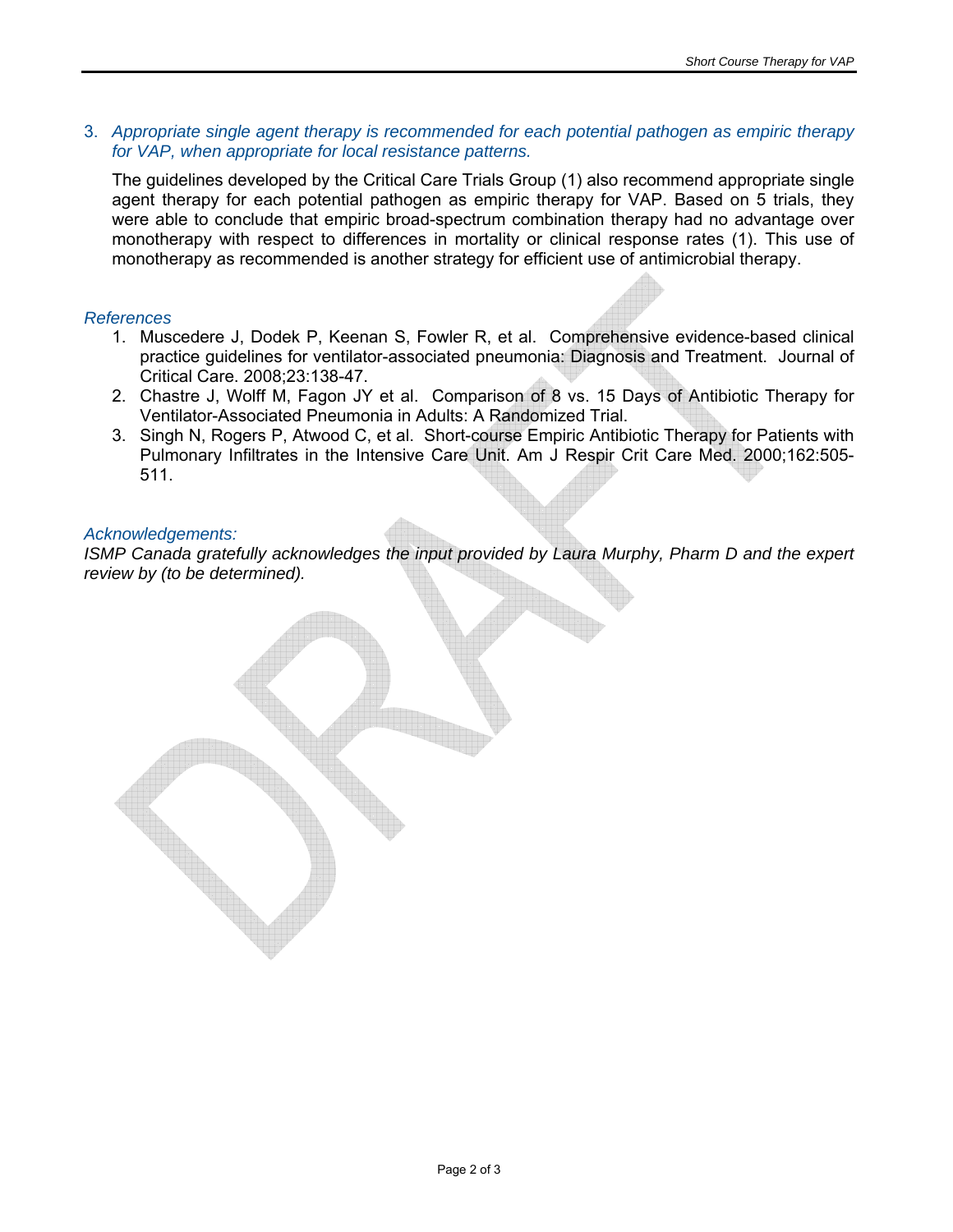3. *Appropriate single agent therapy is recommended for each potential pathogen as empiric therapy for VAP, when appropriate for local resistance patterns.*

   The guidelines developed by the Critical Care Trials Group (1) also recommend appropriate single agent therapy for each potential pathogen as empiric therapy for VAP. Based on 5 trials, they were able to conclude that empiric broad-spectrum combination therapy had no advantage over monotherapy with respect to differences in mortality or clinical response rates (1). This use of monotherapy as recommended is another strategy for efficient use of antimicrobial therapy.

### *References*

1. Muscedere J, Dodek P, Keenan S, Fowler R, et al. Comprehensive evidence-based clinical practice guidelines for ventilator-associated pneumonia: Diagnosis and Treatment. Journal of Critical Care. 2008;23:138-47.
2. Chastre J, Wolff M, Fagon JY et al. Comparison of 8 vs. 15 Days of Antibiotic Therapy for Ventilator-Associated Pneumonia in Adults: A Randomized Trial.
3. Singh N, Rogers P, Atwood C, et al. Short-course Empiric Antibiotic Therapy for Patients with Pulmonary Infiltrates in the Intensive Care Unit. Am J Respir Crit Care Med. 2000;162:505-511.

### *Acknowledgements:*

*ISMP Canada gratefully acknowledges the input provided by Laura Murphy, Pharm D and the expert review by (to be determined).*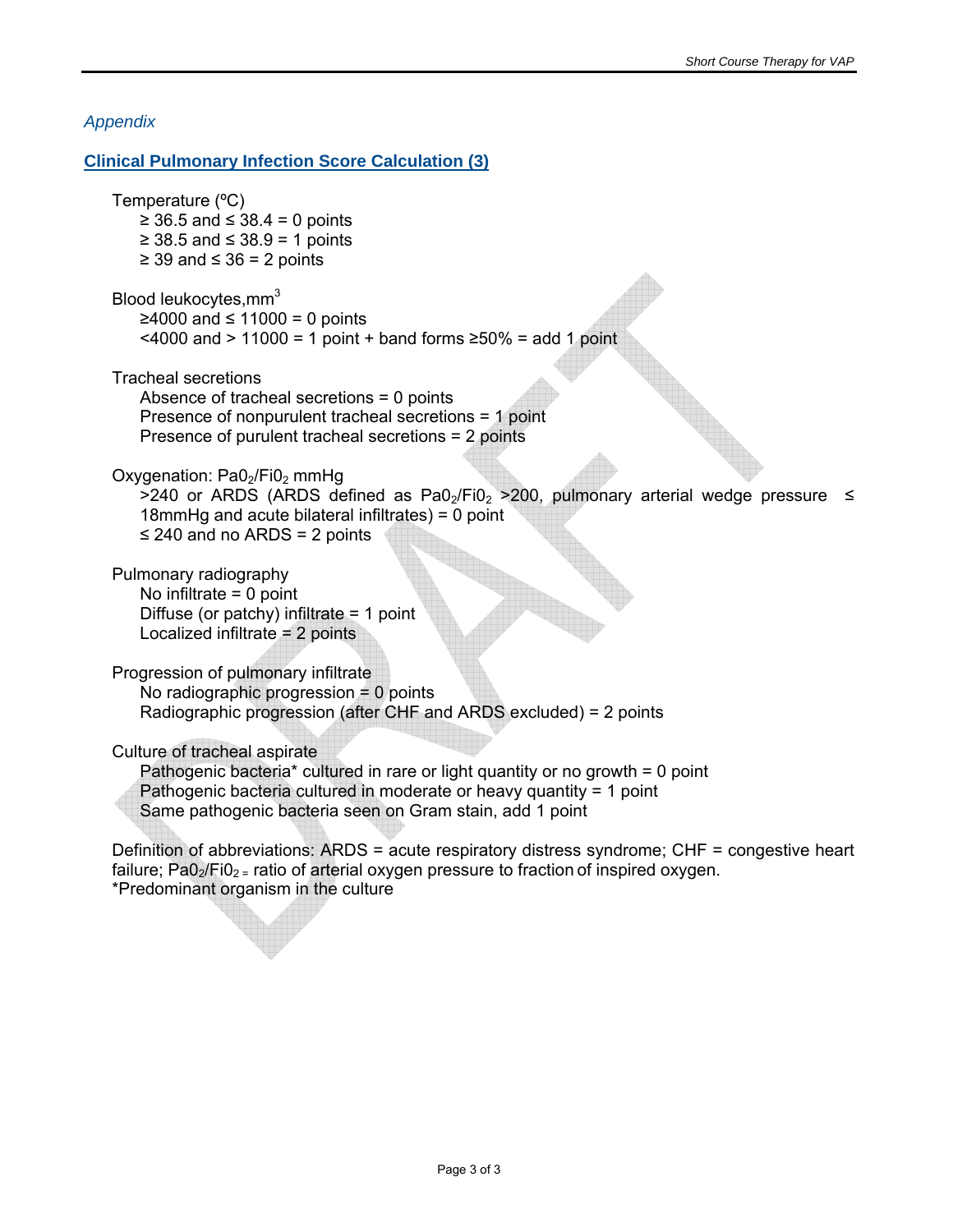*Appendix*

## Clinical Pulmonary Infection Score Calculation (3)

Temperature (ºC)
- ≥ 36.5 and ≤ 38.4 = 0 points
- ≥ 38.5 and ≤ 38.9 = 1 points
- ≥ 39 and ≤ 36 = 2 points

Blood leukocytes,$mm^3$
- ≥4000 and ≤ 11000 = 0 points
- <4000 and > 11000 = 1 point + band forms ≥50% = add 1 point

Tracheal secretions
- Absence of tracheal secretions = 0 points
- Presence of nonpurulent tracheal secretions = 1 point
- Presence of purulent tracheal secretions = 2 points

Oxygenation: $Pa0_2/Fi0_2$ mmHg
- >240 or ARDS (ARDS defined as $Pa0_2/Fi0_2$ >200, pulmonary arterial wedge pressure ≤ 18mmHg and acute bilateral infiltrates) = 0 point
- ≤ 240 and no ARDS = 2 points

Pulmonary radiography
- No infiltrate = 0 point
- Diffuse (or patchy) infiltrate = 1 point
- Localized infiltrate = 2 points

Progression of pulmonary infiltrate
- No radiographic progression = 0 points
- Radiographic progression (after CHF and ARDS excluded) = 2 points

Culture of tracheal aspirate
- Pathogenic bacteria* cultured in rare or light quantity or no growth = 0 point
- Pathogenic bacteria cultured in moderate or heavy quantity = 1 point
- Same pathogenic bacteria seen on Gram stain, add 1 point

Definition of abbreviations: ARDS = acute respiratory distress syndrome; CHF = congestive heart failure; $Pa0_2/Fi0_2$ = ratio of arterial oxygen pressure to fraction of inspired oxygen.
*Predominant organism in the culture